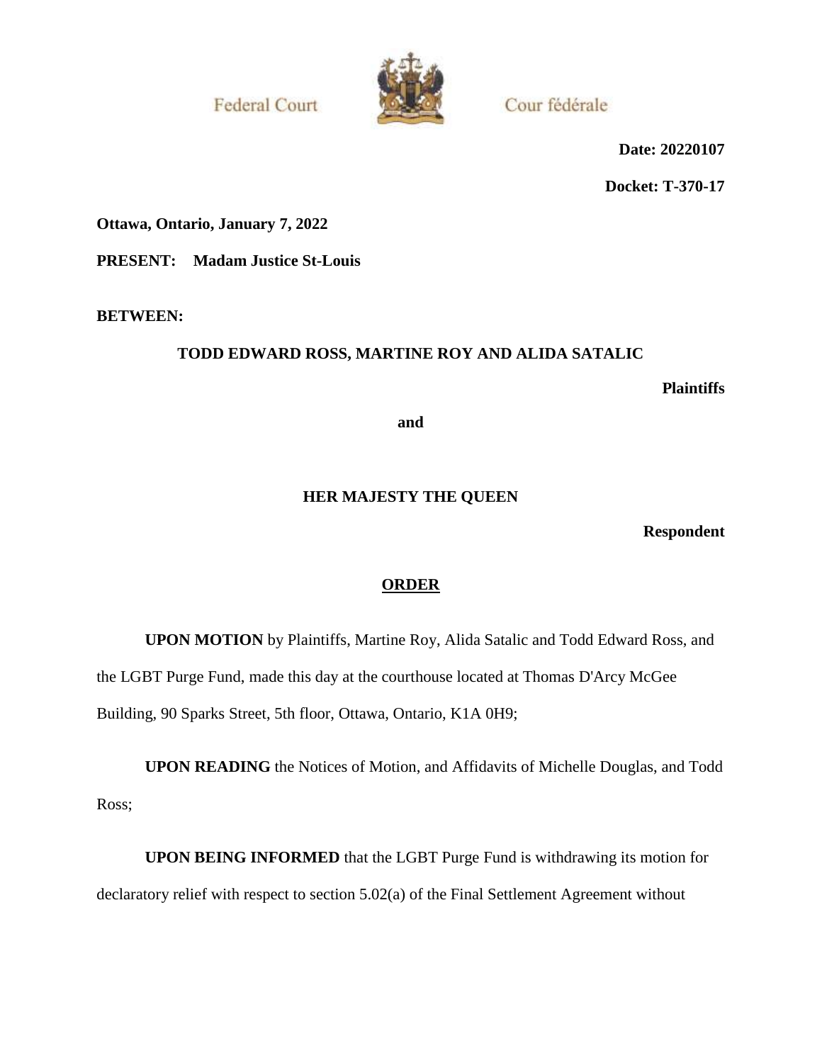Federal Court | Cour fédérale

**Date: 20220107**

**Docket: T-370-17**

**Ottawa, Ontario, January 7, 2022**

**PRESENT: Madam Justice St-Louis**

**BETWEEN:**

**TODD EDWARD ROSS, MARTINE ROY AND ALIDA SATALIC**

**Plaintiffs**

**and**

**HER MAJESTY THE QUEEN**

**Respondent**

## ORDER

**UPON MOTION** by Plaintiffs, Martine Roy, Alida Satalic and Todd Edward Ross, and the LGBT Purge Fund, made this day at the courthouse located at Thomas D'Arcy McGee Building, 90 Sparks Street, 5th floor, Ottawa, Ontario, K1A 0H9;

**UPON READING** the Notices of Motion, and Affidavits of Michelle Douglas, and Todd Ross;

**UPON BEING INFORMED** that the LGBT Purge Fund is withdrawing its motion for declaratory relief with respect to section 5.02(a) of the Final Settlement Agreement without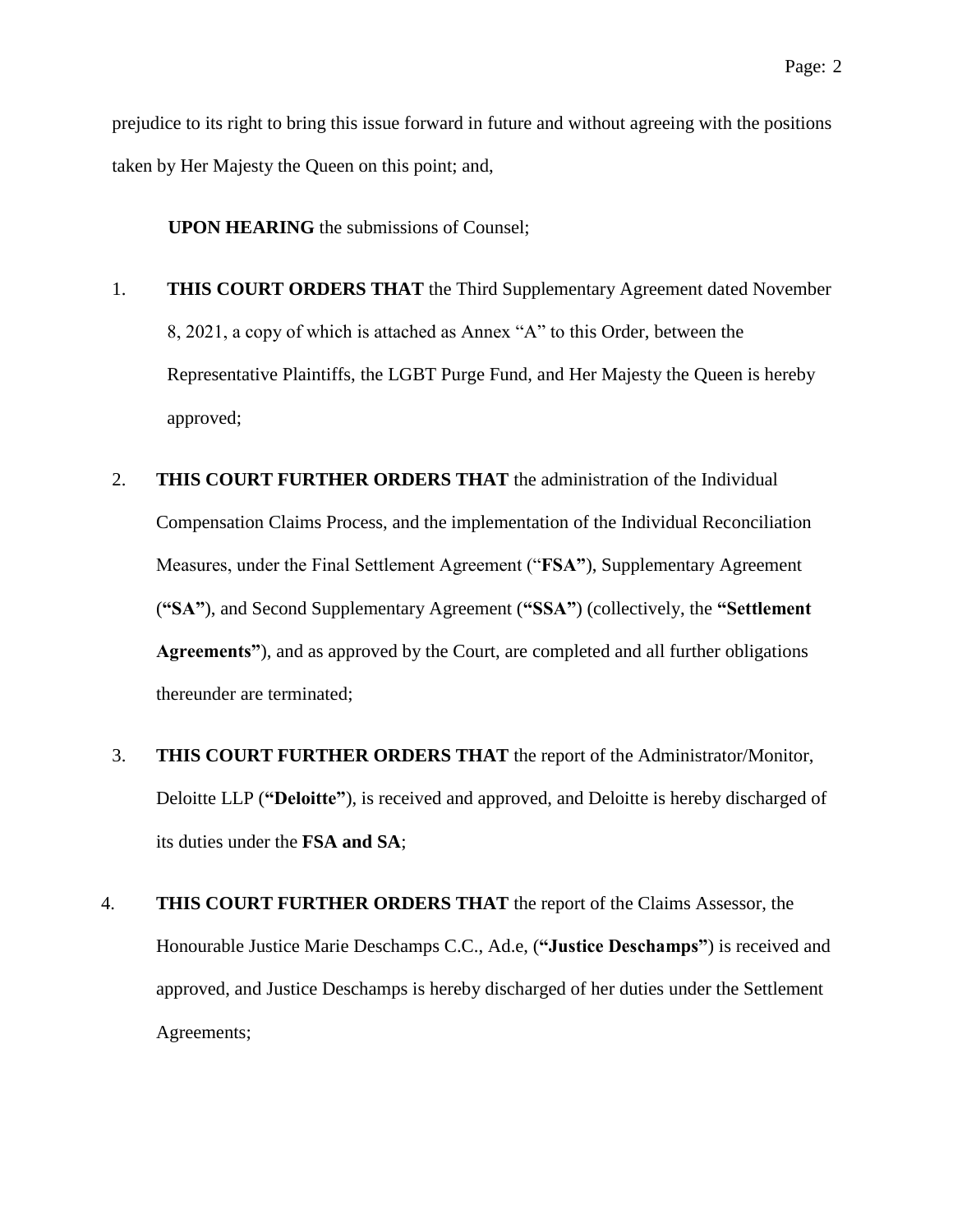prejudice to its right to bring this issue forward in future and without agreeing with the positions taken by Her Majesty the Queen on this point; and,

**UPON HEARING** the submissions of Counsel;

1. **THIS COURT ORDERS THAT** the Third Supplementary Agreement dated November 8, 2021, a copy of which is attached as Annex "A" to this Order, between the Representative Plaintiffs, the LGBT Purge Fund, and Her Majesty the Queen is hereby approved;

2. **THIS COURT FURTHER ORDERS THAT** the administration of the Individual Compensation Claims Process, and the implementation of the Individual Reconciliation Measures, under the Final Settlement Agreement ("**FSA"**), Supplementary Agreement (**"SA"**), and Second Supplementary Agreement (**"SSA"**) (collectively, the **"Settlement Agreements"**), and as approved by the Court, are completed and all further obligations thereunder are terminated;

3. **THIS COURT FURTHER ORDERS THAT** the report of the Administrator/Monitor, Deloitte LLP (**"Deloitte"**), is received and approved, and Deloitte is hereby discharged of its duties under the **FSA and SA**;

4. **THIS COURT FURTHER ORDERS THAT** the report of the Claims Assessor, the Honourable Justice Marie Deschamps C.C., Ad.e, (**"Justice Deschamps"**) is received and approved, and Justice Deschamps is hereby discharged of her duties under the Settlement Agreements;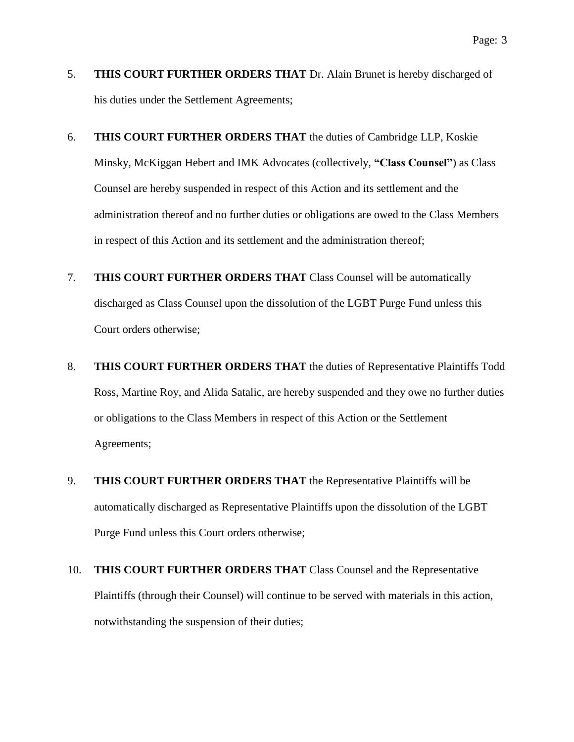5. **THIS COURT FURTHER ORDERS THAT** Dr. Alain Brunet is hereby discharged of his duties under the Settlement Agreements;

6. **THIS COURT FURTHER ORDERS THAT** the duties of Cambridge LLP, Koskie Minsky, McKiggan Hebert and IMK Advocates (collectively, **"Class Counsel"**) as Class Counsel are hereby suspended in respect of this Action and its settlement and the administration thereof and no further duties or obligations are owed to the Class Members in respect of this Action and its settlement and the administration thereof;

7. **THIS COURT FURTHER ORDERS THAT** Class Counsel will be automatically discharged as Class Counsel upon the dissolution of the LGBT Purge Fund unless this Court orders otherwise;

8. **THIS COURT FURTHER ORDERS THAT** the duties of Representative Plaintiffs Todd Ross, Martine Roy, and Alida Satalic, are hereby suspended and they owe no further duties or obligations to the Class Members in respect of this Action or the Settlement Agreements;

9. **THIS COURT FURTHER ORDERS THAT** the Representative Plaintiffs will be automatically discharged as Representative Plaintiffs upon the dissolution of the LGBT Purge Fund unless this Court orders otherwise;

10. **THIS COURT FURTHER ORDERS THAT** Class Counsel and the Representative Plaintiffs (through their Counsel) will continue to be served with materials in this action, notwithstanding the suspension of their duties;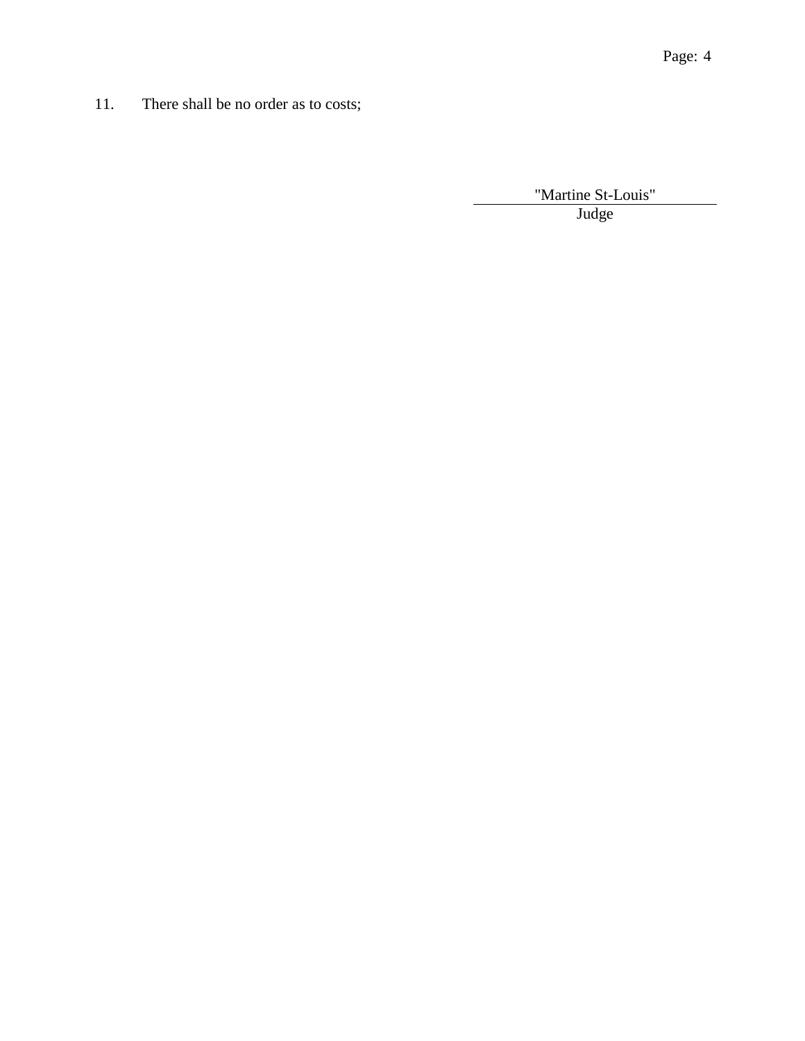11. There shall be no order as to costs;

"Martine St-Louis"

Judge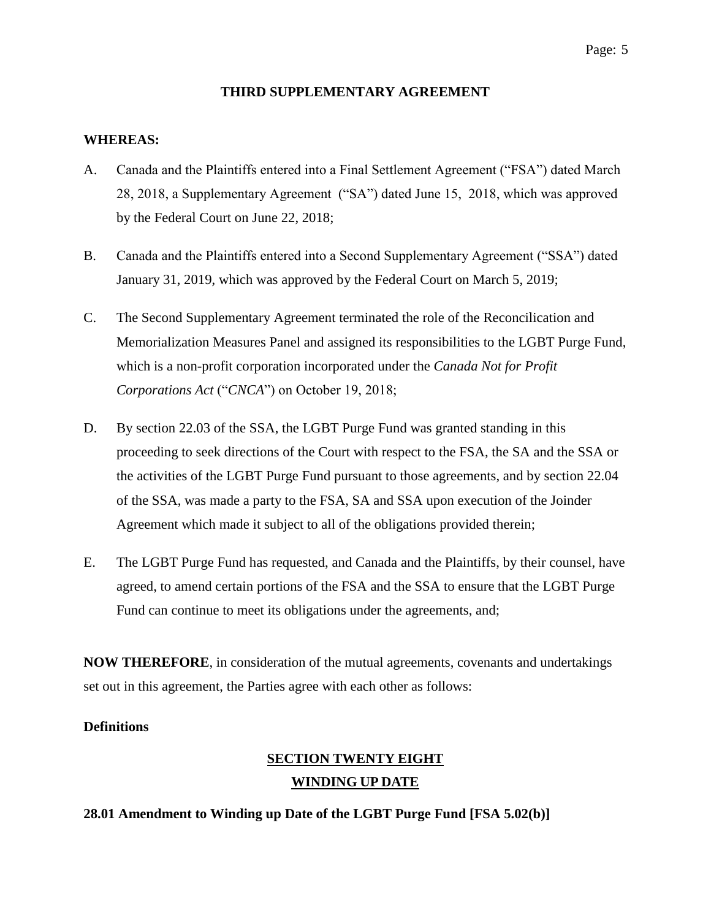## THIRD SUPPLEMENTARY AGREEMENT

**WHEREAS:**

A. Canada and the Plaintiffs entered into a Final Settlement Agreement ("FSA") dated March 28, 2018, a Supplementary Agreement ("SA") dated June 15, 2018, which was approved by the Federal Court on June 22, 2018;

B. Canada and the Plaintiffs entered into a Second Supplementary Agreement ("SSA") dated January 31, 2019, which was approved by the Federal Court on March 5, 2019;

C. The Second Supplementary Agreement terminated the role of the Reconcilication and Memorialization Measures Panel and assigned its responsibilities to the LGBT Purge Fund, which is a non-profit corporation incorporated under the *Canada Not for Profit Corporations Act* ("*CNCA*") on October 19, 2018;

D. By section 22.03 of the SSA, the LGBT Purge Fund was granted standing in this proceeding to seek directions of the Court with respect to the FSA, the SA and the SSA or the activities of the LGBT Purge Fund pursuant to those agreements, and by section 22.04 of the SSA, was made a party to the FSA, SA and SSA upon execution of the Joinder Agreement which made it subject to all of the obligations provided therein;

E. The LGBT Purge Fund has requested, and Canada and the Plaintiffs, by their counsel, have agreed, to amend certain portions of the FSA and the SSA to ensure that the LGBT Purge Fund can continue to meet its obligations under the agreements, and;

**NOW THEREFORE**, in consideration of the mutual agreements, covenants and undertakings set out in this agreement, the Parties agree with each other as follows:

**Definitions**

### SECTION TWENTY EIGHT
### WINDING UP DATE

**28.01 Amendment to Winding up Date of the LGBT Purge Fund [FSA 5.02(b)]**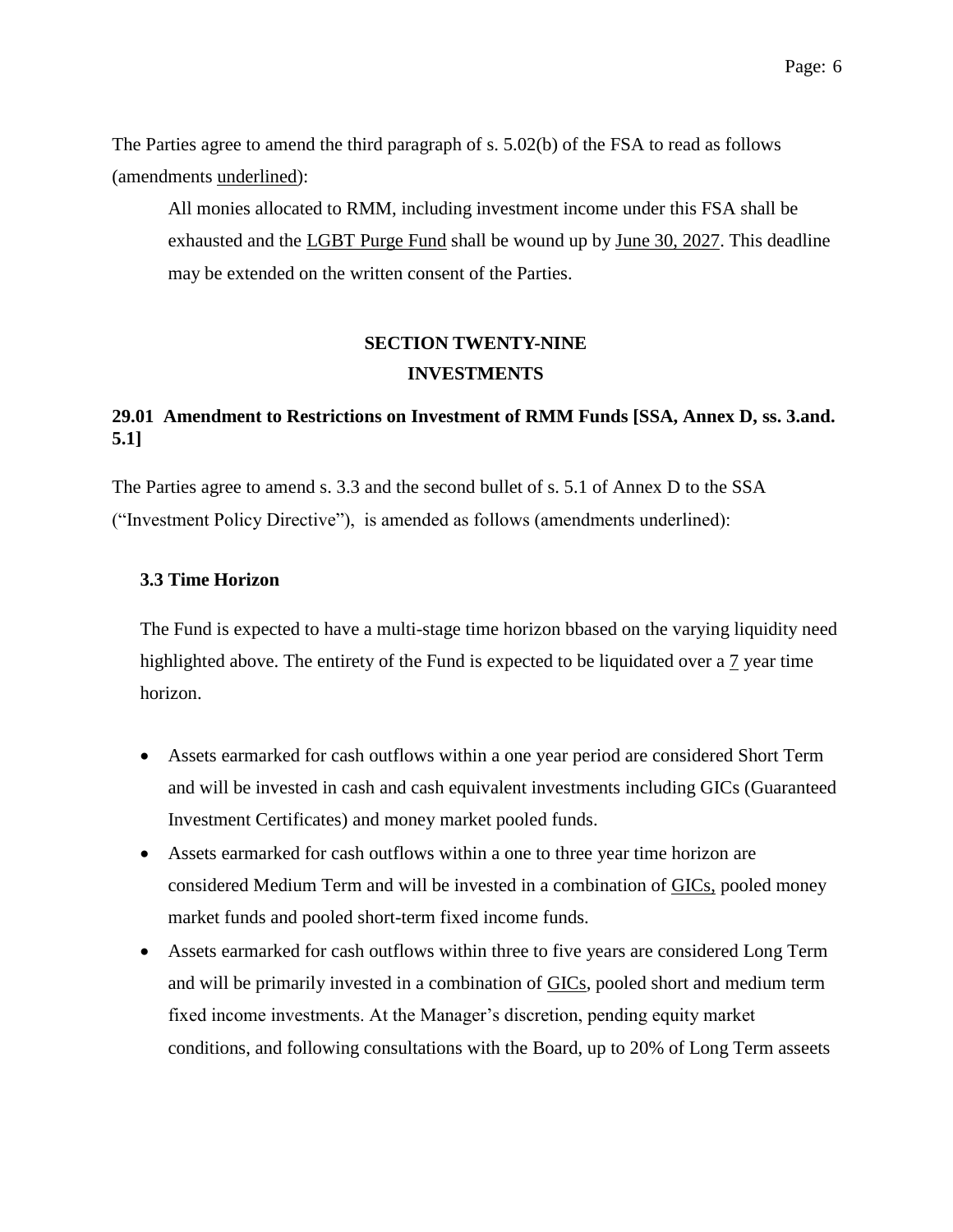The Parties agree to amend the third paragraph of s. 5.02(b) of the FSA to read as follows (amendments underlined):

> All monies allocated to RMM, including investment income under this FSA shall be exhausted and the <u>LGBT Purge Fund</u> shall be wound up by <u>June 30, 2027</u>. This deadline may be extended on the written consent of the Parties.

## SECTION TWENTY-NINE
## INVESTMENTS

### 29.01 Amendment to Restrictions on Investment of RMM Funds [SSA, Annex D, ss. 3.and. 5.1]

The Parties agree to amend s. 3.3 and the second bullet of s. 5.1 of Annex D to the SSA ("Investment Policy Directive"), is amended as follows (amendments underlined):

#### 3.3 Time Horizon

The Fund is expected to have a multi-stage time horizon bbased on the varying liquidity need highlighted above. The entirety of the Fund is expected to be liquidated over a <u>7</u> year time horizon.

- Assets earmarked for cash outflows within a one year period are considered Short Term and will be invested in cash and cash equivalent investments including GICs (Guaranteed Investment Certificates) and money market pooled funds.
- Assets earmarked for cash outflows within a one to three year time horizon are considered Medium Term and will be invested in a combination of <u>GICs,</u> pooled money market funds and pooled short-term fixed income funds.
- Assets earmarked for cash outflows within three to five years are considered Long Term and will be primarily invested in a combination of <u>GICs</u>, pooled short and medium term fixed income investments. At the Manager's discretion, pending equity market conditions, and following consultations with the Board, up to 20% of Long Term asseets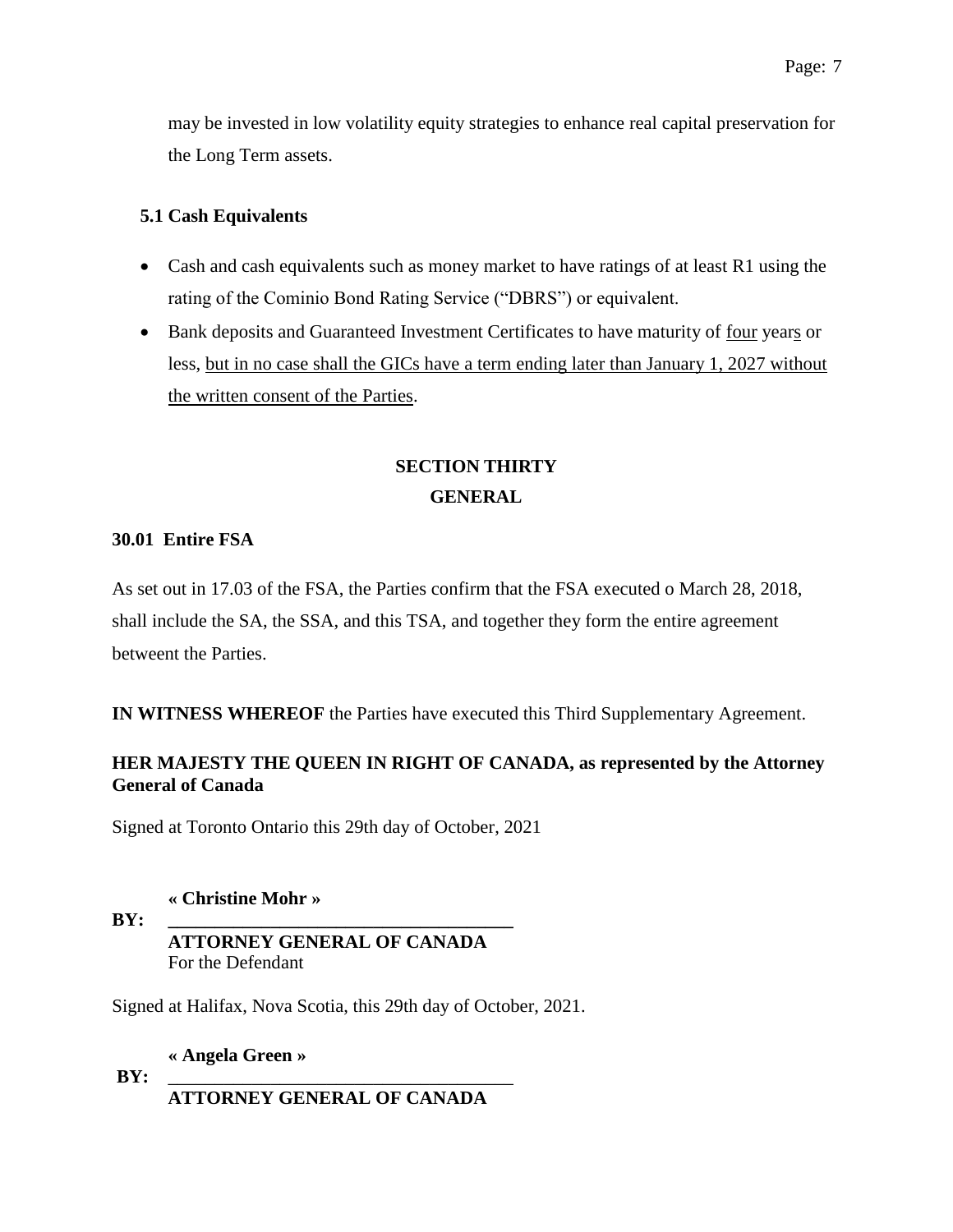may be invested in low volatility equity strategies to enhance real capital preservation for the Long Term assets.

**5.1 Cash Equivalents**

- Cash and cash equivalents such as money market to have ratings of at least R1 using the rating of the Cominio Bond Rating Service ("DBRS") or equivalent.
- Bank deposits and Guaranteed Investment Certificates to have maturity of <u>four</u> year<u>s</u> or less, <u>but in no case shall the GICs have a term ending later than January 1, 2027 without the written consent of the Parties</u>.

## SECTION THIRTY
## GENERAL

**30.01 Entire FSA**

As set out in 17.03 of the FSA, the Parties confirm that the FSA executed o March 28, 2018, shall include the SA, the SSA, and this TSA, and together they form the entire agreement betweent the Parties.

**IN WITNESS WHEREOF** the Parties have executed this Third Supplementary Agreement.

**HER MAJESTY THE QUEEN IN RIGHT OF CANADA, as represented by the Attorney General of Canada**

Signed at Toronto Ontario this 29th day of October, 2021

**« Christine Mohr »**

**BY:** ______________________________________
**ATTORNEY GENERAL OF CANADA**
For the Defendant

Signed at Halifax, Nova Scotia, this 29th day of October, 2021.

**« Angela Green »**

**BY:** ______________________________________
**ATTORNEY GENERAL OF CANADA**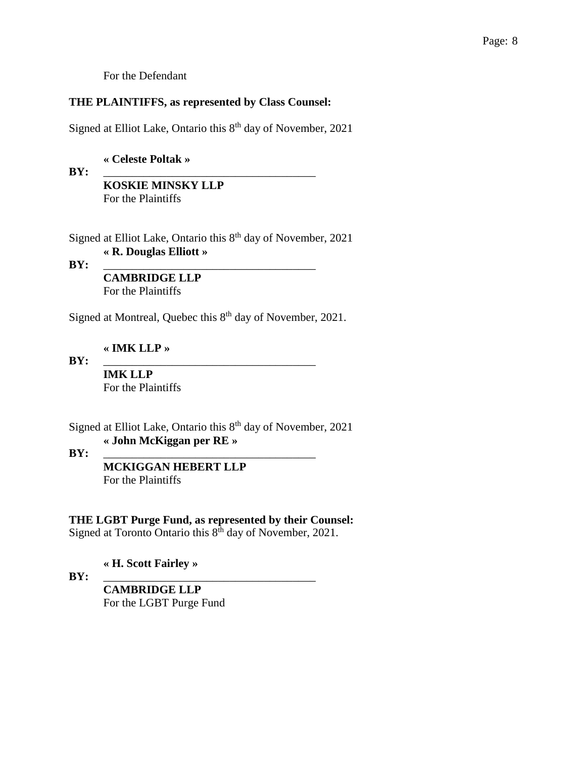For the Defendant

**THE PLAINTIFFS, as represented by Class Counsel:**

Signed at Elliot Lake, Ontario this 8th day of November, 2021

**« Celeste Poltak »**

**BY:** ______________________________________

**KOSKIE MINSKY LLP**
For the Plaintiffs

Signed at Elliot Lake, Ontario this 8th day of November, 2021

**« R. Douglas Elliott »**

**BY:** ______________________________________

**CAMBRIDGE LLP**
For the Plaintiffs

Signed at Montreal, Quebec this 8th day of November, 2021.

**« IMK LLP »**

**BY:** ______________________________________

**IMK LLP**
For the Plaintiffs

Signed at Elliot Lake, Ontario this 8th day of November, 2021

**« John McKiggan per RE »**

**BY:** ______________________________________

**MCKIGGAN HEBERT LLP**
For the Plaintiffs

**THE LGBT Purge Fund, as represented by their Counsel:**
Signed at Toronto Ontario this 8th day of November, 2021.

**« H. Scott Fairley »**

**BY:** ______________________________________

**CAMBRIDGE LLP**
For the LGBT Purge Fund